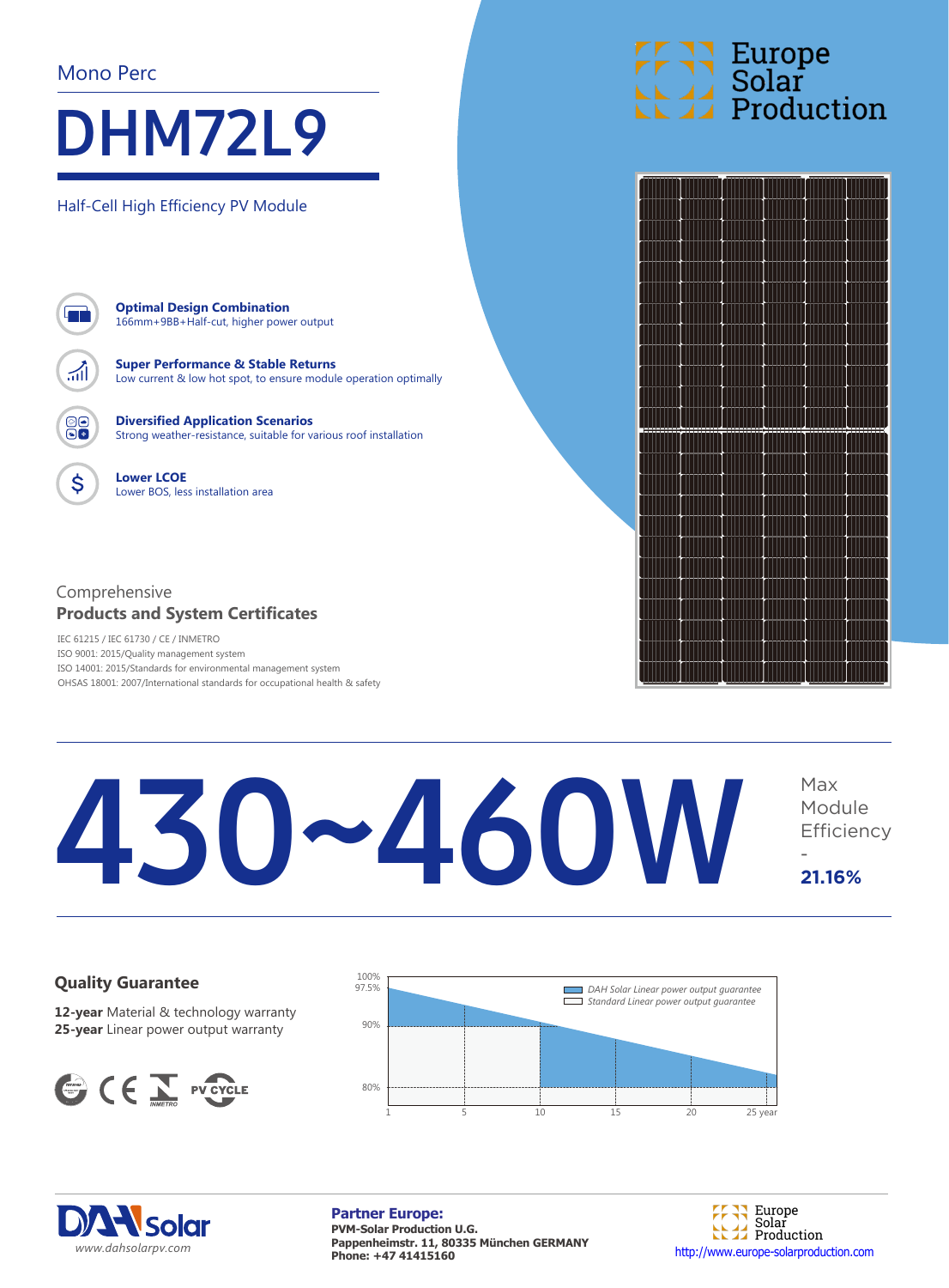Mono Perc

# DHM72L9

Half-Cell High Efficiency PV Module

Europe Solar Production

**Optimal Design Combination**
166mm+9BB+Half-cut, higher power output

**Super Performance & Stable Returns**
Low current & low hot spot, to ensure module operation optimally

**Diversified Application Scenarios**
Strong weather-resistance, suitable for various roof installation

**Lower LCOE**
Lower BOS, less installation area

Comprehensive
**Products and System Certificates**

IEC 61215 / IEC 61730 / CE / INMETRO
ISO 9001: 2015/Quality management system
ISO 14001: 2015/Standards for environmental management system
OHSAS 18001: 2007/International standards for occupational health & safety

# 430~460W

Max Module Efficiency
-
**21.16%**

## Quality Guarantee

**12-year** Material & technology warranty
**25-year** Linear power output warranty

CE INMETRO PV CYCLE

*DAH Solar Linear power output guarantee*
*Standard Linear power output guarantee*

100%, 97.5%, 90%, 80%
1, 5, 10, 15, 20, 25 year

DAH Solar
www.dahsolarpv.com

**Partner Europe:**
**PVM-Solar Production U.G.**
**Pappenheimstr. 11, 80335 München GERMANY**
**Phone: +47 41415160**

Europe Solar Production
http://www.europe-solarproduction.com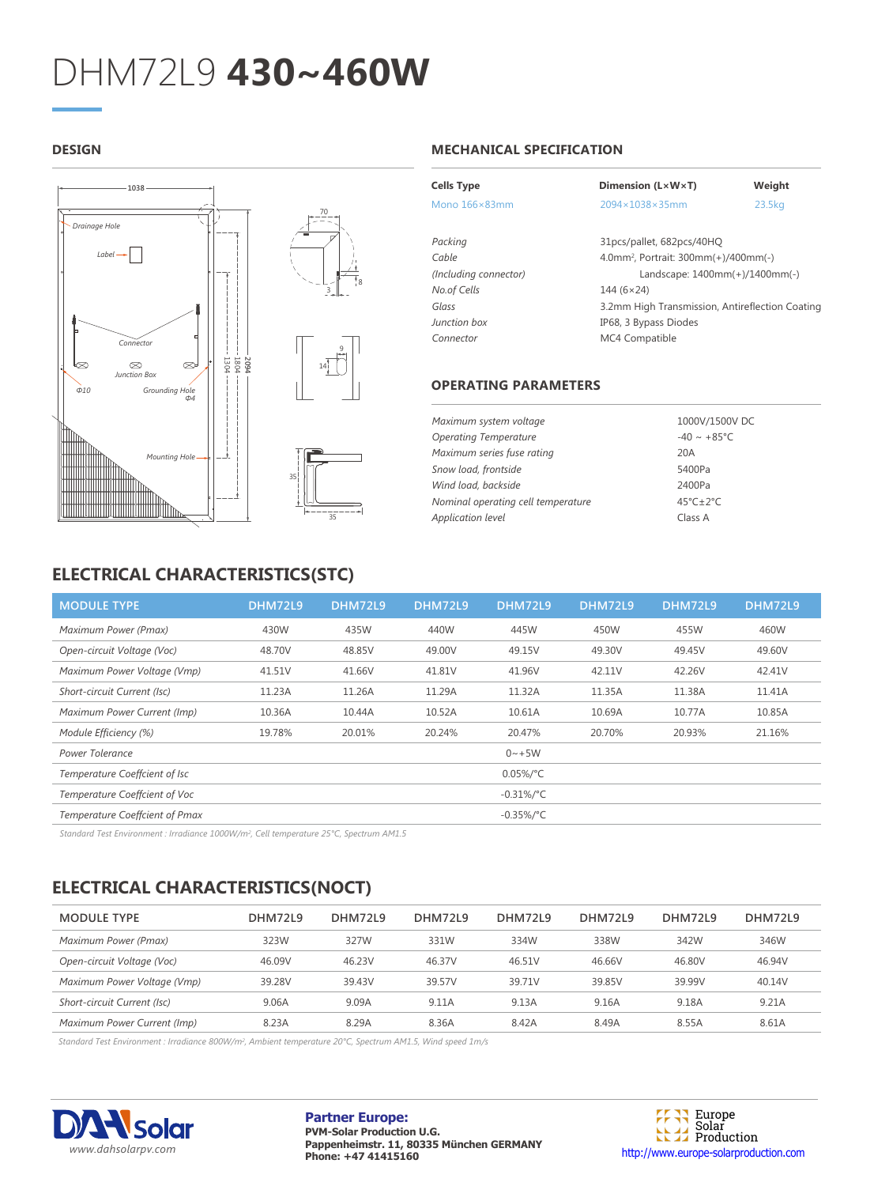# DHM72L9 **430~460W**

## DESIGN

1038

Drainage Hole

Label

Connector

Junction Box

Φ10

Grounding Hole Φ4

Mounting Hole

2094

1804

1304

70

3

8

9

14

35

35

## MECHANICAL SPECIFICATION

| Cells Type | Dimension (L×W×T) | Weight |
|---|---|---|
| Mono 166×83mm | 2094×1038×35mm | 23.5kg |

| | |
|---|---|
| *Packing* | 31pcs/pallet, 682pcs/40HQ |
| *Cable (Including connector)* | 4.0mm², Portrait: 300mm(+)/400mm(-) Landscape: 1400mm(+)/1400mm(-) |
| *No.of Cells* | 144 (6×24) |
| *Glass* | 3.2mm High Transmission, Antireflection Coating |
| *Junction box* | IP68, 3 Bypass Diodes |
| *Connector* | MC4 Compatible |

## OPERATING PARAMETERS

| | |
|---|---|
| *Maximum system voltage* | 1000V/1500V DC |
| *Operating Temperature* | -40 ~ +85°C |
| *Maximum series fuse rating* | 20A |
| *Snow load, frontside* | 5400Pa |
| *Wind load, backside* | 2400Pa |
| *Nominal operating cell temperature* | 45°C±2°C |
| *Application level* | Class A |

## ELECTRICAL CHARACTERISTICS(STC)

| MODULE TYPE | DHM72L9 | DHM72L9 | DHM72L9 | DHM72L9 | DHM72L9 | DHM72L9 | DHM72L9 |
|---|---|---|---|---|---|---|---|
| *Maximum Power (Pmax)* | 430W | 435W | 440W | 445W | 450W | 455W | 460W |
| *Open-circuit Voltage (Voc)* | 48.70V | 48.85V | 49.00V | 49.15V | 49.30V | 49.45V | 49.60V |
| *Maximum Power Voltage (Vmp)* | 41.51V | 41.66V | 41.81V | 41.96V | 42.11V | 42.26V | 42.41V |
| *Short-circuit Current (Isc)* | 11.23A | 11.26A | 11.29A | 11.32A | 11.35A | 11.38A | 11.41A |
| *Maximum Power Current (Imp)* | 10.36A | 10.44A | 10.52A | 10.61A | 10.69A | 10.77A | 10.85A |
| *Module Efficiency (%)* | 19.78% | 20.01% | 20.24% | 20.47% | 20.70% | 20.93% | 21.16% |
| *Power Tolerance* | 0~+5W | | | | | | |
| *Temperature Coeffcient of Isc* | 0.05%/°C | | | | | | |
| *Temperature Coeffcient of Voc* | -0.31%/°C | | | | | | |
| *Temperature Coeffcient of Pmax* | -0.35%/°C | | | | | | |

*Standard Test Environment : Irradiance 1000W/m², Cell temperature 25°C, Spectrum AM1.5*

## ELECTRICAL CHARACTERISTICS(NOCT)

| MODULE TYPE | DHM72L9 | DHM72L9 | DHM72L9 | DHM72L9 | DHM72L9 | DHM72L9 | DHM72L9 |
|---|---|---|---|---|---|---|---|
| *Maximum Power (Pmax)* | 323W | 327W | 331W | 334W | 338W | 342W | 346W |
| *Open-circuit Voltage (Voc)* | 46.09V | 46.23V | 46.37V | 46.51V | 46.66V | 46.80V | 46.94V |
| *Maximum Power Voltage (Vmp)* | 39.28V | 39.43V | 39.57V | 39.71V | 39.85V | 39.99V | 40.14V |
| *Short-circuit Current (Isc)* | 9.06A | 9.09A | 9.11A | 9.13A | 9.16A | 9.18A | 9.21A |
| *Maximum Power Current (Imp)* | 8.23A | 8.29A | 8.36A | 8.42A | 8.49A | 8.55A | 8.61A |

*Standard Test Environment : Irradiance 800W/m², Ambient temperature 20°C, Spectrum AM1.5, Wind speed 1m/s*

DAH Solar
www.dahsolarpv.com

**Partner Europe:**
**PVM-Solar Production U.G.**
**Pappenheimstr. 11, 80335 München GERMANY**
**Phone: +47 41415160**

Europe Solar Production
http://www.europe-solarproduction.com